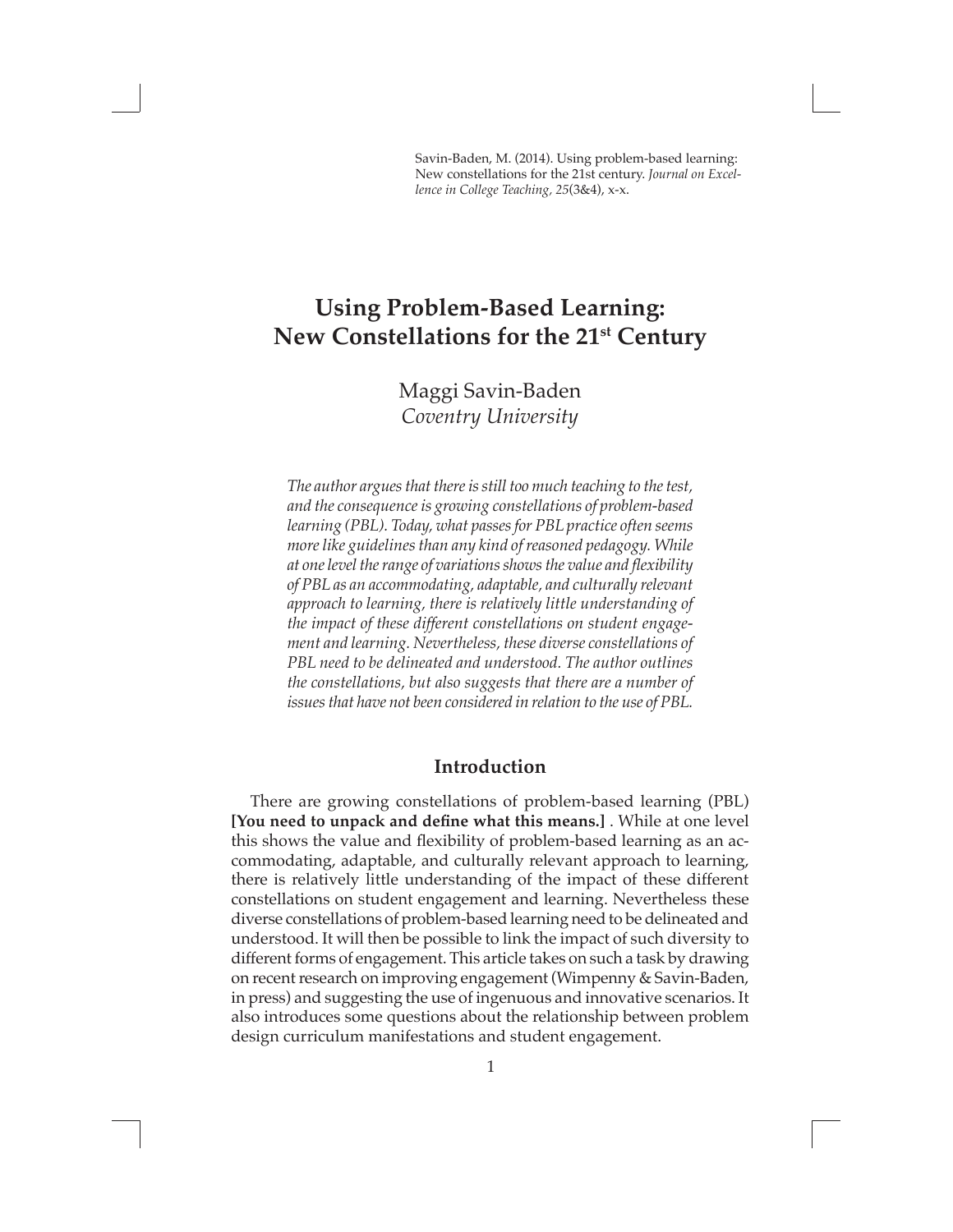Savin-Baden, M. (2014). Using problem-based learning: New constellations for the 21st century. *Journal on Excellence in College Teaching, 25*(3&4), x-x.

# Using Problem-Based Learning: New Constellations for the 21st Century

Maggi Savin-Baden
*Coventry University*

*The author argues that there is still too much teaching to the test, and the consequence is growing constellations of problem-based learning (PBL). Today, what passes for PBL practice often seems more like guidelines than any kind of reasoned pedagogy. While at one level the range of variations shows the value and flexibility of PBL as an accommodating, adaptable, and culturally relevant approach to learning, there is relatively little understanding of the impact of these different constellations on student engagement and learning. Nevertheless, these diverse constellations of PBL need to be delineated and understood. The author outlines the constellations, but also suggests that there are a number of issues that have not been considered in relation to the use of PBL.*

## Introduction

There are growing constellations of problem-based learning (PBL) **[You need to unpack and define what this means.]** . While at one level this shows the value and flexibility of problem-based learning as an accommodating, adaptable, and culturally relevant approach to learning, there is relatively little understanding of the impact of these different constellations on student engagement and learning. Nevertheless these diverse constellations of problem-based learning need to be delineated and understood. It will then be possible to link the impact of such diversity to different forms of engagement. This article takes on such a task by drawing on recent research on improving engagement (Wimpenny & Savin-Baden, in press) and suggesting the use of ingenuous and innovative scenarios. It also introduces some questions about the relationship between problem design curriculum manifestations and student engagement.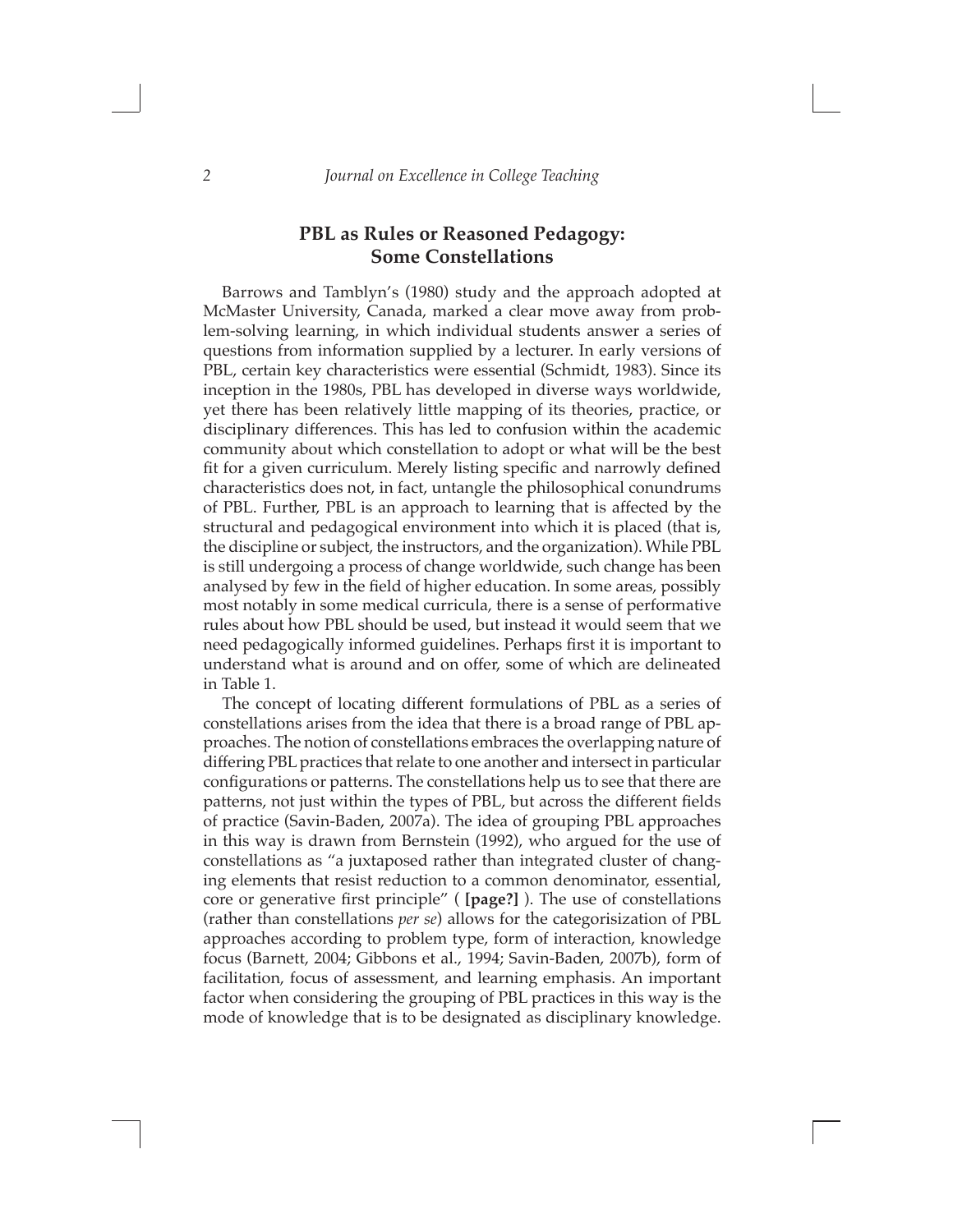## PBL as Rules or Reasoned Pedagogy: Some Constellations

Barrows and Tamblyn's (1980) study and the approach adopted at McMaster University, Canada, marked a clear move away from problem-solving learning, in which individual students answer a series of questions from information supplied by a lecturer. In early versions of PBL, certain key characteristics were essential (Schmidt, 1983). Since its inception in the 1980s, PBL has developed in diverse ways worldwide, yet there has been relatively little mapping of its theories, practice, or disciplinary differences. This has led to confusion within the academic community about which constellation to adopt or what will be the best fit for a given curriculum. Merely listing specific and narrowly defined characteristics does not, in fact, untangle the philosophical conundrums of PBL. Further, PBL is an approach to learning that is affected by the structural and pedagogical environment into which it is placed (that is, the discipline or subject, the instructors, and the organization). While PBL is still undergoing a process of change worldwide, such change has been analysed by few in the field of higher education. In some areas, possibly most notably in some medical curricula, there is a sense of performative rules about how PBL should be used, but instead it would seem that we need pedagogically informed guidelines. Perhaps first it is important to understand what is around and on offer, some of which are delineated in Table 1.

The concept of locating different formulations of PBL as a series of constellations arises from the idea that there is a broad range of PBL approaches. The notion of constellations embraces the overlapping nature of differing PBL practices that relate to one another and intersect in particular configurations or patterns. The constellations help us to see that there are patterns, not just within the types of PBL, but across the different fields of practice (Savin-Baden, 2007a). The idea of grouping PBL approaches in this way is drawn from Bernstein (1992), who argued for the use of constellations as "a juxtaposed rather than integrated cluster of changing elements that resist reduction to a common denominator, essential, core or generative first principle" ( **[page?]** ). The use of constellations (rather than constellations *per se*) allows for the categorisization of PBL approaches according to problem type, form of interaction, knowledge focus (Barnett, 2004; Gibbons et al., 1994; Savin-Baden, 2007b), form of facilitation, focus of assessment, and learning emphasis. An important factor when considering the grouping of PBL practices in this way is the mode of knowledge that is to be designated as disciplinary knowledge.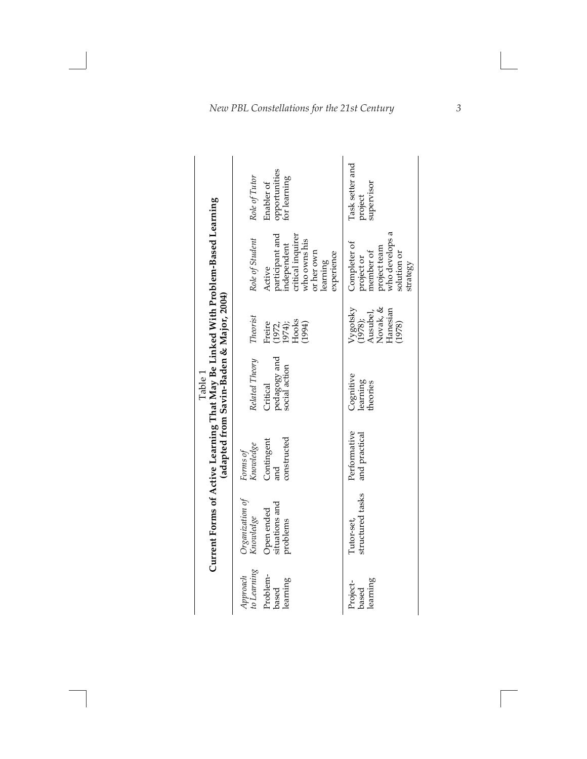Table 1
**Current Forms of Active Learning That May Be Linked With Problem-Based Learning (adapted from Savin-Baden & Major, 2004)**

| *Approach to Learning* | *Organization of Knowledge* | *Forms of Knowledge* | *Related Theory* | *Theorist* | *Role of Student* | *Role of Tutor* |
|---|---|---|---|---|---|---|
| Problem-based learning | Open ended situations and problems | Contingent and constructed | Critical pedagogy and social action | Freire (1972, 1974); Hooks (1994) | Active participant and independent critical inquirer who owns his or her own learning experience | Enabler of opportunities for learning |
| Project-based learning | Tutor-set, structured tasks | Performative and practical | Cognitive learning theories | Vygotsky (1978); Ausubel, Novak, & Hanesian (1978) | Completer of project or member of project team who develops a solution or strategy | Task setter and project supervisor |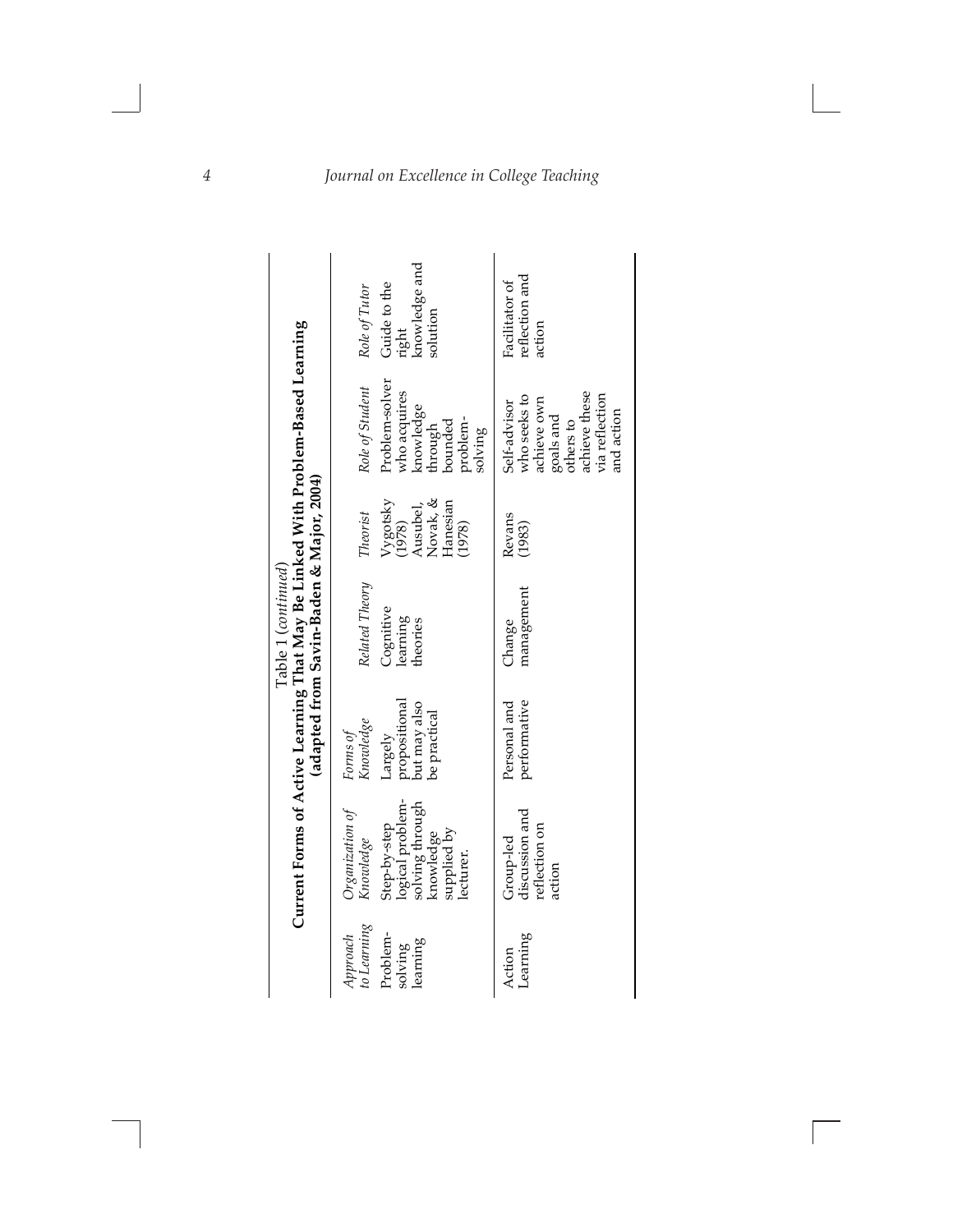Table 1 (*continued*)

**Current Forms of Active Learning That May Be Linked With Problem-Based Learning (adapted from Savin-Baden & Major, 2004)**

| *Approach to Learning* | *Organization of Knowledge* | *Forms of Knowledge* | *Related Theory* | *Theorist* | *Role of Student* | *Role of Tutor* |
|---|---|---|---|---|---|---|
| Problem-solving learning | Step-by-step logical problem-solving through knowledge supplied by lecturer. | Largely propositional but may also be practical | Cognitive learning theories | Vygotsky (1978) Ausubel, Novak, & Hanesian (1978) | Problem-solver who acquires knowledge through bounded problem-solving | Guide to the right knowledge and solution |
| Action Learning | Group-led discussion and reflection on action | Personal and performative | Change management | Revans (1983) | Self-advisor who seeks to achieve own goals and others to achieve these via reflection and action | Facilitator of reflection and action |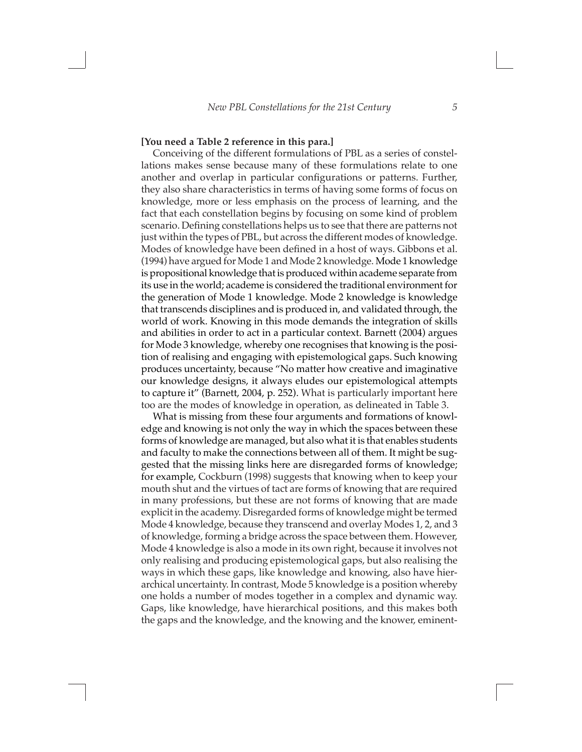**[You need a Table 2 reference in this para.]**

Conceiving of the different formulations of PBL as a series of constellations makes sense because many of these formulations relate to one another and overlap in particular configurations or patterns. Further, they also share characteristics in terms of having some forms of focus on knowledge, more or less emphasis on the process of learning, and the fact that each constellation begins by focusing on some kind of problem scenario. Defining constellations helps us to see that there are patterns not just within the types of PBL, but across the different modes of knowledge. Modes of knowledge have been defined in a host of ways. Gibbons et al. (1994) have argued for Mode 1 and Mode 2 knowledge. Mode 1 knowledge is propositional knowledge that is produced within academe separate from its use in the world; academe is considered the traditional environment for the generation of Mode 1 knowledge. Mode 2 knowledge is knowledge that transcends disciplines and is produced in, and validated through, the world of work. Knowing in this mode demands the integration of skills and abilities in order to act in a particular context. Barnett (2004) argues for Mode 3 knowledge, whereby one recognises that knowing is the position of realising and engaging with epistemological gaps. Such knowing produces uncertainty, because "No matter how creative and imaginative our knowledge designs, it always eludes our epistemological attempts to capture it" (Barnett, 2004, p. 252). What is particularly important here too are the modes of knowledge in operation, as delineated in Table 3.

What is missing from these four arguments and formations of knowledge and knowing is not only the way in which the spaces between these forms of knowledge are managed, but also what it is that enables students and faculty to make the connections between all of them. It might be suggested that the missing links here are disregarded forms of knowledge; for example, Cockburn (1998) suggests that knowing when to keep your mouth shut and the virtues of tact are forms of knowing that are required in many professions, but these are not forms of knowing that are made explicit in the academy. Disregarded forms of knowledge might be termed Mode 4 knowledge, because they transcend and overlay Modes 1, 2, and 3 of knowledge, forming a bridge across the space between them. However, Mode 4 knowledge is also a mode in its own right, because it involves not only realising and producing epistemological gaps, but also realising the ways in which these gaps, like knowledge and knowing, also have hierarchical uncertainty. In contrast, Mode 5 knowledge is a position whereby one holds a number of modes together in a complex and dynamic way. Gaps, like knowledge, have hierarchical positions, and this makes both the gaps and the knowledge, and the knowing and the knower, eminent-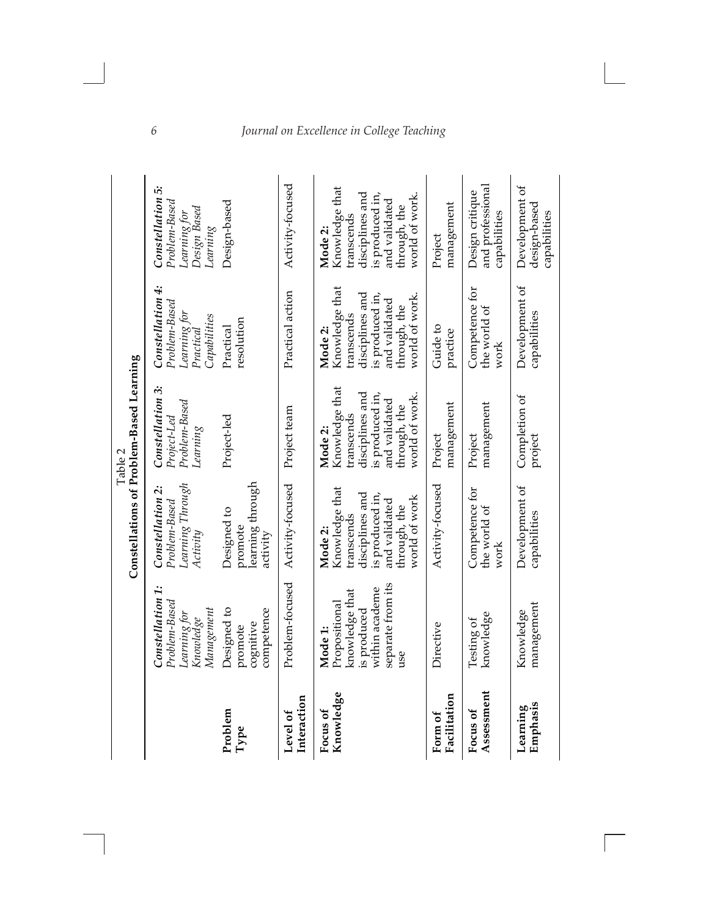Table 2

**Constellations of Problem-Based Learning**

| | ***Constellation 1:*** *Problem-Based Learning for Knowledge Management* | ***Constellation 2:*** *Problem-Based Learning Through Activity* | ***Constellation 3:*** *Project-Led Problem-Based Learning* | ***Constellation 4:*** *Problem-Based Learning for Practical Capabilities* | ***Constellation 5:*** *Problem-Based Learning for Design Based Learning* |
|---|---|---|---|---|---|
| **Problem Type** | Designed to promote cognitive competence | Designed to promote learning through activity | Project-led | Practical resolution | Design-based |
| **Level of Interaction** | Problem-focused | Activity-focused | Project team | Practical action | Activity-focused |
| **Focus of Knowledge** | **Mode 1:** Propositional knowledge that is produced within academe separate from its use | **Mode 2:** Knowledge that transcends disciplines and is produced in, and validated through, the world of work | **Mode 2:** Knowledge that transcends disciplines and is produced in, and validated through, the world of work. | **Mode 2:** Knowledge that transcends disciplines and is produced in, and validated through, the world of work. | **Mode 2:** Knowledge that transcends disciplines and is produced in, and validated through, the world of work. |
| **Form of Facilitation** | Directive | Activity-focused | Project management | Guide to practice | Project management |
| **Focus of Assessment** | Testing of knowledge | Competence for the world of work | Project management | Competence for the world of work | Design critique and professional capabilities |
| **Learning Emphasis** | Knowledge management | Development of capabilities | Completion of project | Development of capabilities | Development of design-based capabilities |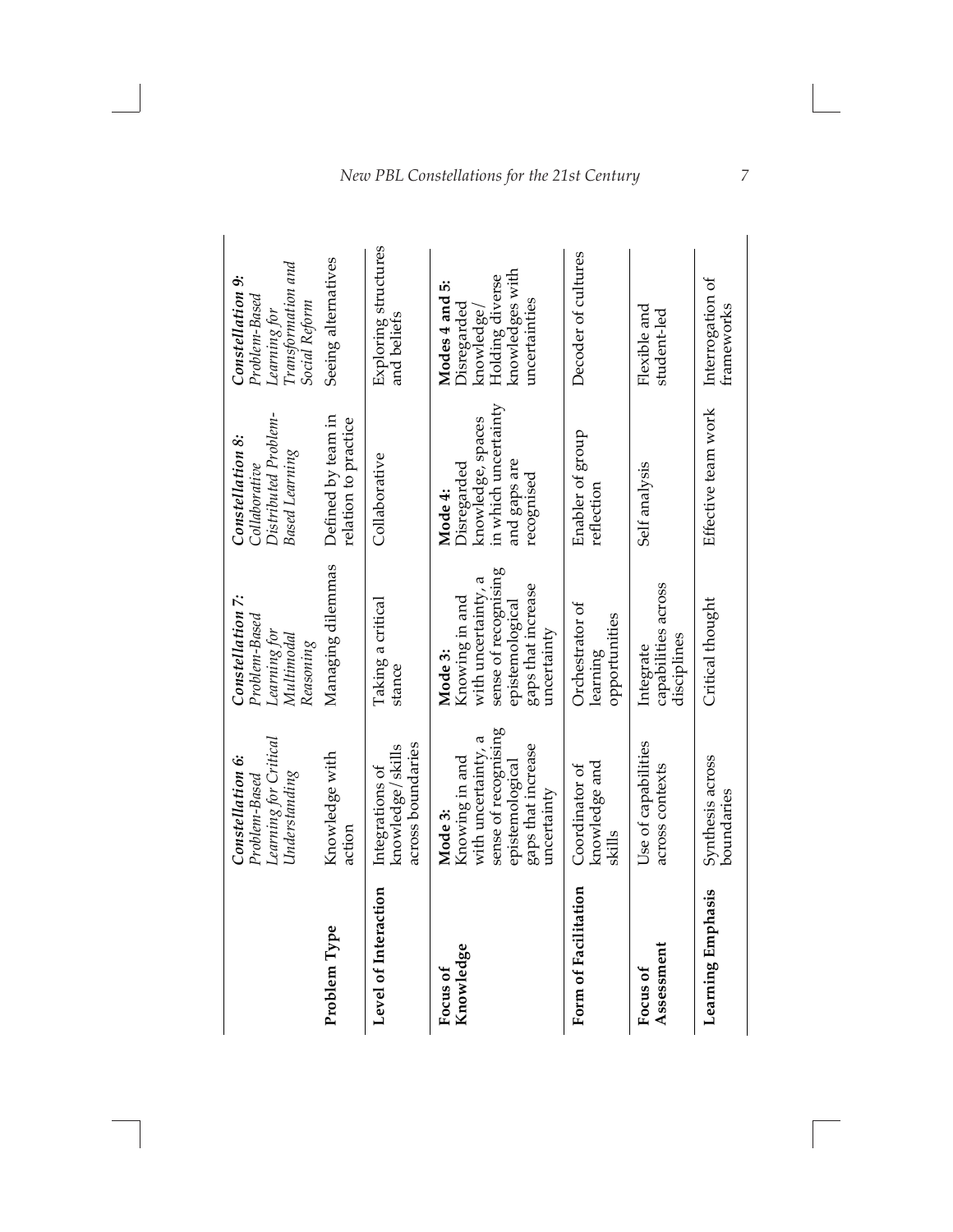| | *Constellation 6: Problem-Based Learning for Critical Understanding* | *Constellation 7: Problem-Based Learning for Multimodal Reasoning* | *Constellation 8: Collaborative Distributed Problem-Based Learning* | *Constellation 9: Problem-Based Learning for Transformation and Social Reform* |
|---|---|---|---|---|
| **Problem Type** | Knowledge with action | Managing dilemmas | Defined by team in relation to practice | Seeing alternatives |
| **Level of Interaction** | Integrations of knowledge/skills across boundaries | Taking a critical stance | Collaborative | Exploring structures and beliefs |
| **Focus of Knowledge** | **Mode 3:** Knowing in and with uncertainty, a sense of recognising epistemological gaps that increase uncertainty | **Mode 3:** Knowing in and with uncertainty, a sense of recognising epistemological gaps that increase uncertainty | **Mode 4:** Disregarded knowledge, spaces in which uncertainty and gaps are recognised | **Modes 4 and 5:** Disregarded knowledge/ Holding diverse knowledges with uncertainties |
| **Form of Facilitation** | Coordinator of knowledge and skills | Orchestrator of learning opportunities | Enabler of group reflection | Decoder of cultures |
| **Focus of Assessment** | Use of capabilities across contexts | Integrate capabilities across disciplines | Self analysis | Flexible and student-led |
| **Learning Emphasis** | Synthesis across boundaries | Critical thought | Effective team work | Interrogation of frameworks |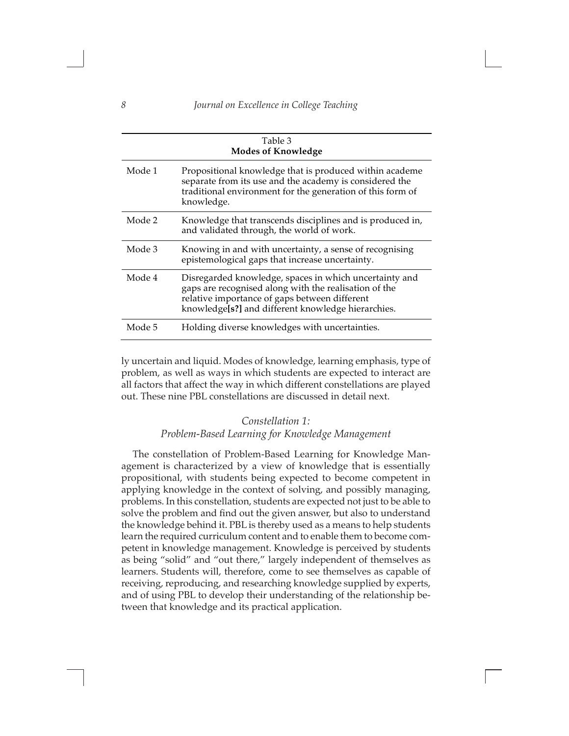Table 3
**Modes of Knowledge**

| Mode | Description |
|---|---|
| Mode 1 | Propositional knowledge that is produced within academe separate from its use and the academy is considered the traditional environment for the generation of this form of knowledge. |
| Mode 2 | Knowledge that transcends disciplines and is produced in, and validated through, the world of work. |
| Mode 3 | Knowing in and with uncertainty, a sense of recognising epistemological gaps that increase uncertainty. |
| Mode 4 | Disregarded knowledge, spaces in which uncertainty and gaps are recognised along with the realisation of the relative importance of gaps between different knowledge**[s?]** and different knowledge hierarchies. |
| Mode 5 | Holding diverse knowledges with uncertainties. |

ly uncertain and liquid. Modes of knowledge, learning emphasis, type of problem, as well as ways in which students are expected to interact are all factors that affect the way in which different constellations are played out. These nine PBL constellations are discussed in detail next.

### *Constellation 1: Problem-Based Learning for Knowledge Management*

The constellation of Problem-Based Learning for Knowledge Management is characterized by a view of knowledge that is essentially propositional, with students being expected to become competent in applying knowledge in the context of solving, and possibly managing, problems. In this constellation, students are expected not just to be able to solve the problem and find out the given answer, but also to understand the knowledge behind it. PBL is thereby used as a means to help students learn the required curriculum content and to enable them to become competent in knowledge management. Knowledge is perceived by students as being "solid" and "out there," largely independent of themselves as learners. Students will, therefore, come to see themselves as capable of receiving, reproducing, and researching knowledge supplied by experts, and of using PBL to develop their understanding of the relationship between that knowledge and its practical application.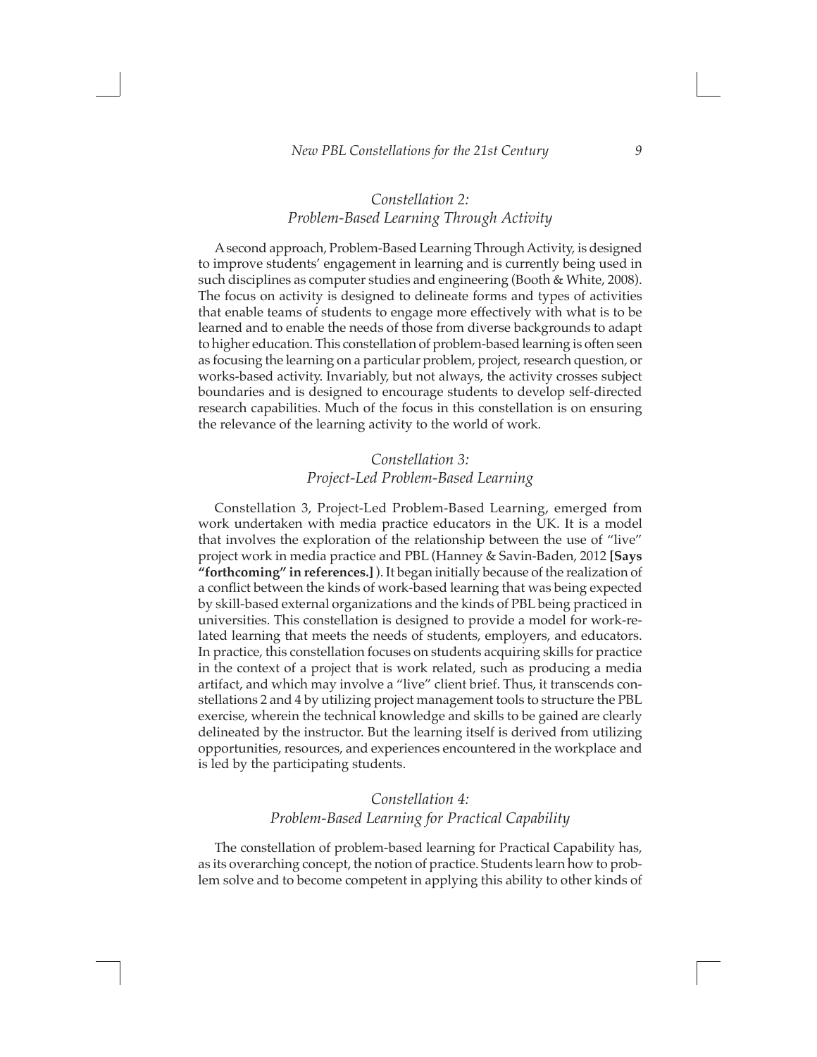## *Constellation 2: Problem-Based Learning Through Activity*

A second approach, Problem-Based Learning Through Activity, is designed to improve students' engagement in learning and is currently being used in such disciplines as computer studies and engineering (Booth & White, 2008). The focus on activity is designed to delineate forms and types of activities that enable teams of students to engage more effectively with what is to be learned and to enable the needs of those from diverse backgrounds to adapt to higher education. This constellation of problem-based learning is often seen as focusing the learning on a particular problem, project, research question, or works-based activity. Invariably, but not always, the activity crosses subject boundaries and is designed to encourage students to develop self-directed research capabilities. Much of the focus in this constellation is on ensuring the relevance of the learning activity to the world of work.

## *Constellation 3: Project-Led Problem-Based Learning*

Constellation 3, Project-Led Problem-Based Learning, emerged from work undertaken with media practice educators in the UK. It is a model that involves the exploration of the relationship between the use of "live" project work in media practice and PBL (Hanney & Savin-Baden, 2012 **[Says "forthcoming" in references.]** ). It began initially because of the realization of a conflict between the kinds of work-based learning that was being expected by skill-based external organizations and the kinds of PBL being practiced in universities. This constellation is designed to provide a model for work-related learning that meets the needs of students, employers, and educators. In practice, this constellation focuses on students acquiring skills for practice in the context of a project that is work related, such as producing a media artifact, and which may involve a "live" client brief. Thus, it transcends constellations 2 and 4 by utilizing project management tools to structure the PBL exercise, wherein the technical knowledge and skills to be gained are clearly delineated by the instructor. But the learning itself is derived from utilizing opportunities, resources, and experiences encountered in the workplace and is led by the participating students.

## *Constellation 4: Problem-Based Learning for Practical Capability*

The constellation of problem-based learning for Practical Capability has, as its overarching concept, the notion of practice. Students learn how to problem solve and to become competent in applying this ability to other kinds of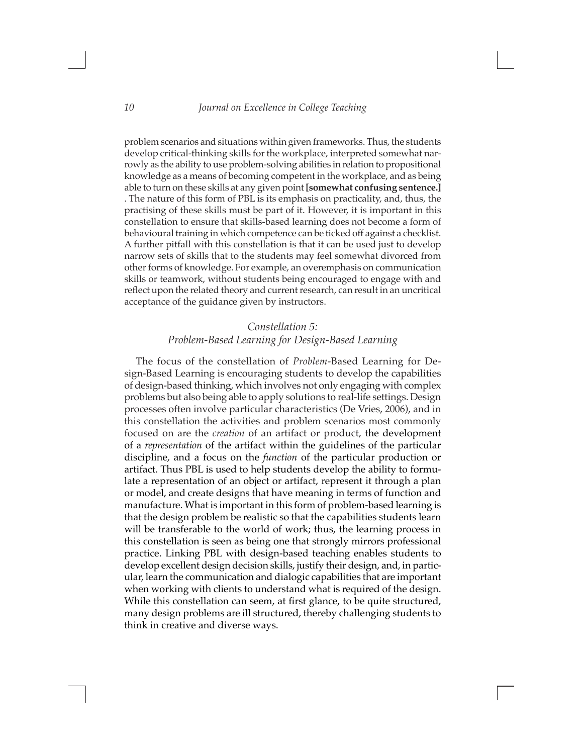problem scenarios and situations within given frameworks. Thus, the students develop critical-thinking skills for the workplace, interpreted somewhat narrowly as the ability to use problem-solving abilities in relation to propositional knowledge as a means of becoming competent in the workplace, and as being able to turn on these skills at any given point **[somewhat confusing sentence.]** . The nature of this form of PBL is its emphasis on practicality, and, thus, the practising of these skills must be part of it. However, it is important in this constellation to ensure that skills-based learning does not become a form of behavioural training in which competence can be ticked off against a checklist. A further pitfall with this constellation is that it can be used just to develop narrow sets of skills that to the students may feel somewhat divorced from other forms of knowledge. For example, an overemphasis on communication skills or teamwork, without students being encouraged to engage with and reflect upon the related theory and current research, can result in an uncritical acceptance of the guidance given by instructors.

### *Constellation 5: Problem-Based Learning for Design-Based Learning*

The focus of the constellation of *Problem*-Based Learning for Design-Based Learning is encouraging students to develop the capabilities of design-based thinking, which involves not only engaging with complex problems but also being able to apply solutions to real-life settings. Design processes often involve particular characteristics (De Vries, 2006), and in this constellation the activities and problem scenarios most commonly focused on are the *creation* of an artifact or product, the development of a *representation* of the artifact within the guidelines of the particular discipline, and a focus on the *function* of the particular production or artifact. Thus PBL is used to help students develop the ability to formulate a representation of an object or artifact, represent it through a plan or model, and create designs that have meaning in terms of function and manufacture. What is important in this form of problem-based learning is that the design problem be realistic so that the capabilities students learn will be transferable to the world of work; thus, the learning process in this constellation is seen as being one that strongly mirrors professional practice. Linking PBL with design-based teaching enables students to develop excellent design decision skills, justify their design, and, in particular, learn the communication and dialogic capabilities that are important when working with clients to understand what is required of the design. While this constellation can seem, at first glance, to be quite structured, many design problems are ill structured, thereby challenging students to think in creative and diverse ways.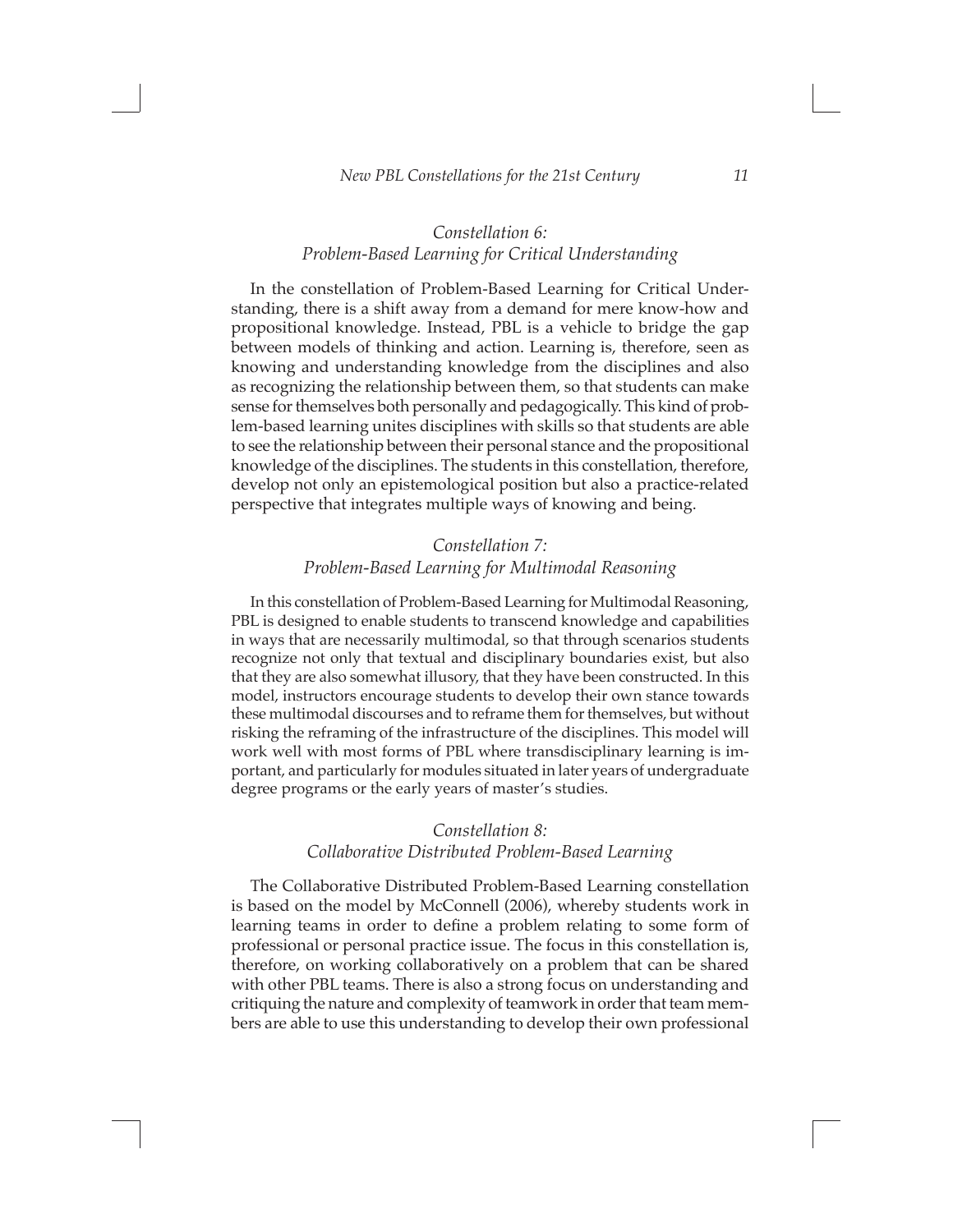## *Constellation 6: Problem-Based Learning for Critical Understanding*

In the constellation of Problem-Based Learning for Critical Understanding, there is a shift away from a demand for mere know-how and propositional knowledge. Instead, PBL is a vehicle to bridge the gap between models of thinking and action. Learning is, therefore, seen as knowing and understanding knowledge from the disciplines and also as recognizing the relationship between them, so that students can make sense for themselves both personally and pedagogically. This kind of problem-based learning unites disciplines with skills so that students are able to see the relationship between their personal stance and the propositional knowledge of the disciplines. The students in this constellation, therefore, develop not only an epistemological position but also a practice-related perspective that integrates multiple ways of knowing and being.

## *Constellation 7: Problem-Based Learning for Multimodal Reasoning*

In this constellation of Problem-Based Learning for Multimodal Reasoning, PBL is designed to enable students to transcend knowledge and capabilities in ways that are necessarily multimodal, so that through scenarios students recognize not only that textual and disciplinary boundaries exist, but also that they are also somewhat illusory, that they have been constructed. In this model, instructors encourage students to develop their own stance towards these multimodal discourses and to reframe them for themselves, but without risking the reframing of the infrastructure of the disciplines. This model will work well with most forms of PBL where transdisciplinary learning is important, and particularly for modules situated in later years of undergraduate degree programs or the early years of master's studies.

## *Constellation 8: Collaborative Distributed Problem-Based Learning*

The Collaborative Distributed Problem-Based Learning constellation is based on the model by McConnell (2006), whereby students work in learning teams in order to define a problem relating to some form of professional or personal practice issue. The focus in this constellation is, therefore, on working collaboratively on a problem that can be shared with other PBL teams. There is also a strong focus on understanding and critiquing the nature and complexity of teamwork in order that team members are able to use this understanding to develop their own professional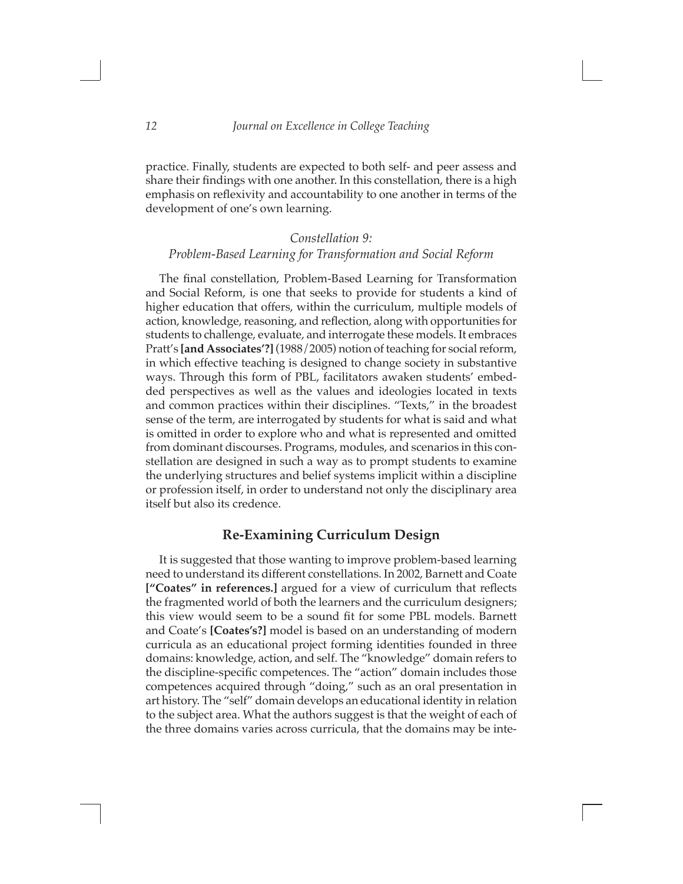practice. Finally, students are expected to both self- and peer assess and share their findings with one another. In this constellation, there is a high emphasis on reflexivity and accountability to one another in terms of the development of one's own learning.

### *Constellation 9: Problem-Based Learning for Transformation and Social Reform*

The final constellation, Problem-Based Learning for Transformation and Social Reform, is one that seeks to provide for students a kind of higher education that offers, within the curriculum, multiple models of action, knowledge, reasoning, and reflection, along with opportunities for students to challenge, evaluate, and interrogate these models. It embraces Pratt's **[and Associates'?]** (1988/2005) notion of teaching for social reform, in which effective teaching is designed to change society in substantive ways. Through this form of PBL, facilitators awaken students' embedded perspectives as well as the values and ideologies located in texts and common practices within their disciplines. "Texts," in the broadest sense of the term, are interrogated by students for what is said and what is omitted in order to explore who and what is represented and omitted from dominant discourses. Programs, modules, and scenarios in this constellation are designed in such a way as to prompt students to examine the underlying structures and belief systems implicit within a discipline or profession itself, in order to understand not only the disciplinary area itself but also its credence.

## Re-Examining Curriculum Design

It is suggested that those wanting to improve problem-based learning need to understand its different constellations. In 2002, Barnett and Coate **["Coates" in references.]** argued for a view of curriculum that reflects the fragmented world of both the learners and the curriculum designers; this view would seem to be a sound fit for some PBL models. Barnett and Coate's **[Coates's?]** model is based on an understanding of modern curricula as an educational project forming identities founded in three domains: knowledge, action, and self. The "knowledge" domain refers to the discipline-specific competences. The "action" domain includes those competences acquired through "doing," such as an oral presentation in art history. The "self" domain develops an educational identity in relation to the subject area. What the authors suggest is that the weight of each of the three domains varies across curricula, that the domains may be inte-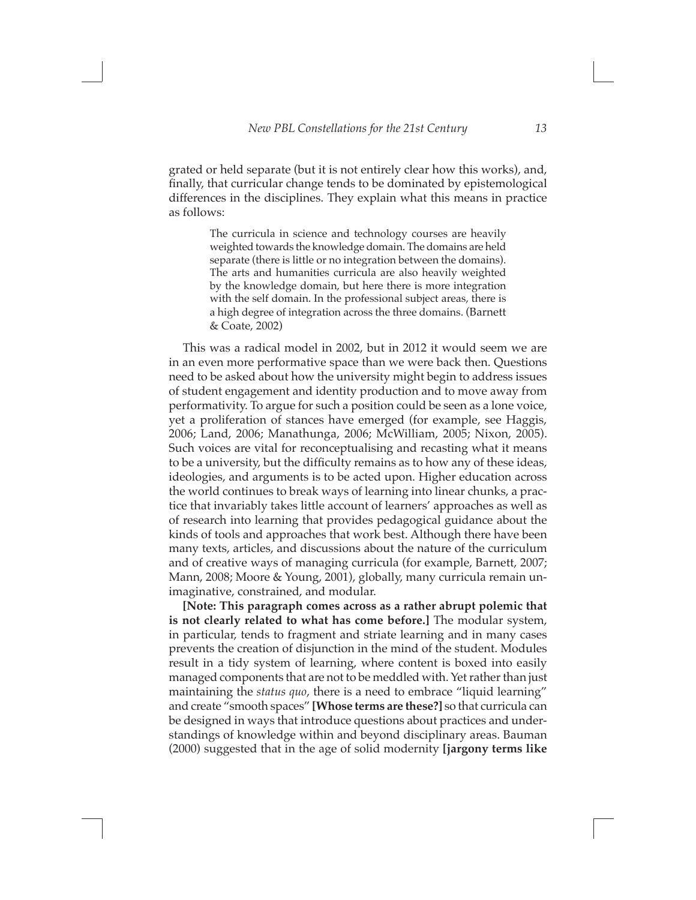grated or held separate (but it is not entirely clear how this works), and, finally, that curricular change tends to be dominated by epistemological differences in the disciplines. They explain what this means in practice as follows:

> The curricula in science and technology courses are heavily weighted towards the knowledge domain. The domains are held separate (there is little or no integration between the domains). The arts and humanities curricula are also heavily weighted by the knowledge domain, but here there is more integration with the self domain. In the professional subject areas, there is a high degree of integration across the three domains. (Barnett & Coate, 2002)

This was a radical model in 2002, but in 2012 it would seem we are in an even more performative space than we were back then. Questions need to be asked about how the university might begin to address issues of student engagement and identity production and to move away from performativity. To argue for such a position could be seen as a lone voice, yet a proliferation of stances have emerged (for example, see Haggis, 2006; Land, 2006; Manathunga, 2006; McWilliam, 2005; Nixon, 2005). Such voices are vital for reconceptualising and recasting what it means to be a university, but the difficulty remains as to how any of these ideas, ideologies, and arguments is to be acted upon. Higher education across the world continues to break ways of learning into linear chunks, a practice that invariably takes little account of learners' approaches as well as of research into learning that provides pedagogical guidance about the kinds of tools and approaches that work best. Although there have been many texts, articles, and discussions about the nature of the curriculum and of creative ways of managing curricula (for example, Barnett, 2007; Mann, 2008; Moore & Young, 2001), globally, many curricula remain unimaginative, constrained, and modular.

**[Note: This paragraph comes across as a rather abrupt polemic that is not clearly related to what has come before.]** The modular system, in particular, tends to fragment and striate learning and in many cases prevents the creation of disjunction in the mind of the student. Modules result in a tidy system of learning, where content is boxed into easily managed components that are not to be meddled with. Yet rather than just maintaining the *status quo*, there is a need to embrace "liquid learning" and create "smooth spaces" **[Whose terms are these?]** so that curricula can be designed in ways that introduce questions about practices and understandings of knowledge within and beyond disciplinary areas. Bauman (2000) suggested that in the age of solid modernity **[jargony terms like**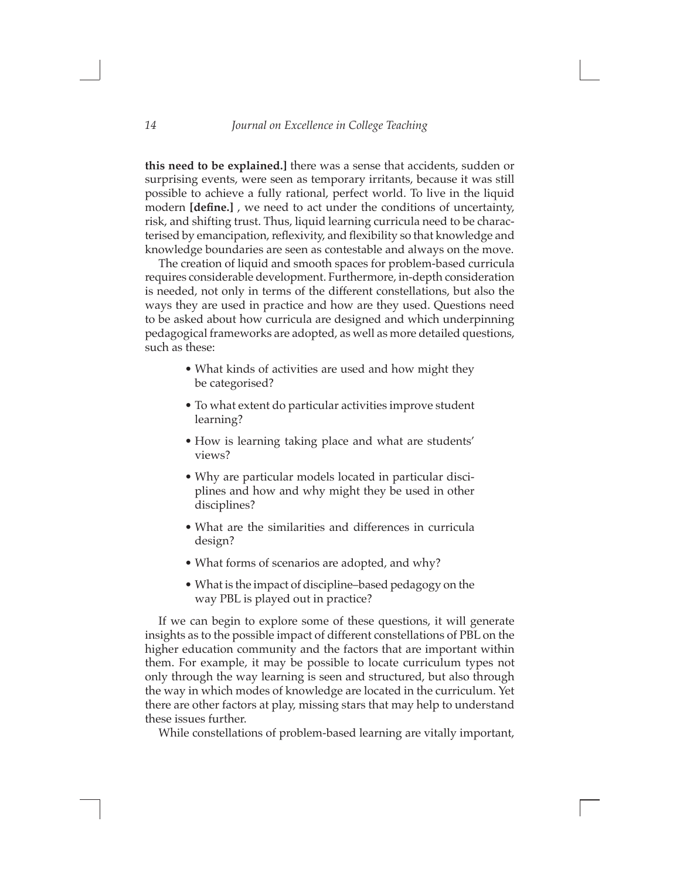**this need to be explained.]** there was a sense that accidents, sudden or surprising events, were seen as temporary irritants, because it was still possible to achieve a fully rational, perfect world. To live in the liquid modern **[define.]** , we need to act under the conditions of uncertainty, risk, and shifting trust. Thus, liquid learning curricula need to be characterised by emancipation, reflexivity, and flexibility so that knowledge and knowledge boundaries are seen as contestable and always on the move.

The creation of liquid and smooth spaces for problem-based curricula requires considerable development. Furthermore, in-depth consideration is needed, not only in terms of the different constellations, but also the ways they are used in practice and how are they used. Questions need to be asked about how curricula are designed and which underpinning pedagogical frameworks are adopted, as well as more detailed questions, such as these:

- What kinds of activities are used and how might they be categorised?
- To what extent do particular activities improve student learning?
- How is learning taking place and what are students' views?
- Why are particular models located in particular disciplines and how and why might they be used in other disciplines?
- What are the similarities and differences in curricula design?
- What forms of scenarios are adopted, and why?
- What is the impact of discipline–based pedagogy on the way PBL is played out in practice?

If we can begin to explore some of these questions, it will generate insights as to the possible impact of different constellations of PBL on the higher education community and the factors that are important within them. For example, it may be possible to locate curriculum types not only through the way learning is seen and structured, but also through the way in which modes of knowledge are located in the curriculum. Yet there are other factors at play, missing stars that may help to understand these issues further.

While constellations of problem-based learning are vitally important,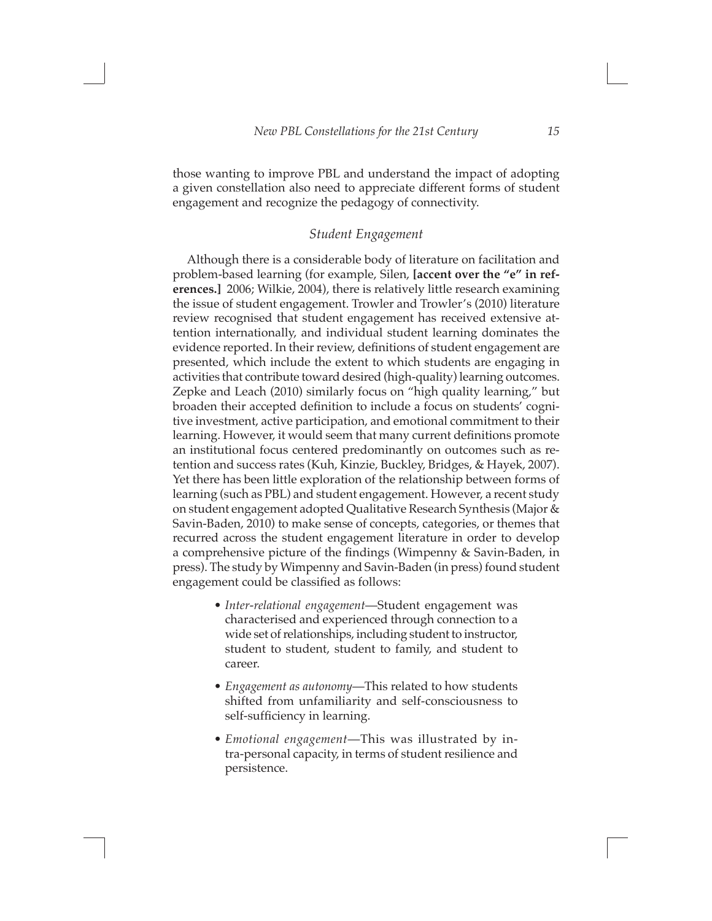those wanting to improve PBL and understand the impact of adopting a given constellation also need to appreciate different forms of student engagement and recognize the pedagogy of connectivity.

### *Student Engagement*

Although there is a considerable body of literature on facilitation and problem-based learning (for example, Silen, **[accent over the "e" in references.]** 2006; Wilkie, 2004), there is relatively little research examining the issue of student engagement. Trowler and Trowler's (2010) literature review recognised that student engagement has received extensive attention internationally, and individual student learning dominates the evidence reported. In their review, definitions of student engagement are presented, which include the extent to which students are engaging in activities that contribute toward desired (high-quality) learning outcomes. Zepke and Leach (2010) similarly focus on "high quality learning," but broaden their accepted definition to include a focus on students' cognitive investment, active participation, and emotional commitment to their learning. However, it would seem that many current definitions promote an institutional focus centered predominantly on outcomes such as retention and success rates (Kuh, Kinzie, Buckley, Bridges, & Hayek, 2007). Yet there has been little exploration of the relationship between forms of learning (such as PBL) and student engagement. However, a recent study on student engagement adopted Qualitative Research Synthesis (Major & Savin-Baden, 2010) to make sense of concepts, categories, or themes that recurred across the student engagement literature in order to develop a comprehensive picture of the findings (Wimpenny & Savin-Baden, in press). The study by Wimpenny and Savin-Baden (in press) found student engagement could be classified as follows:

- *Inter-relational engagement*—Student engagement was characterised and experienced through connection to a wide set of relationships, including student to instructor, student to student, student to family, and student to career.
- *Engagement as autonomy*—This related to how students shifted from unfamiliarity and self-consciousness to self-sufficiency in learning.
- *Emotional engagement*—This was illustrated by intra-personal capacity, in terms of student resilience and persistence.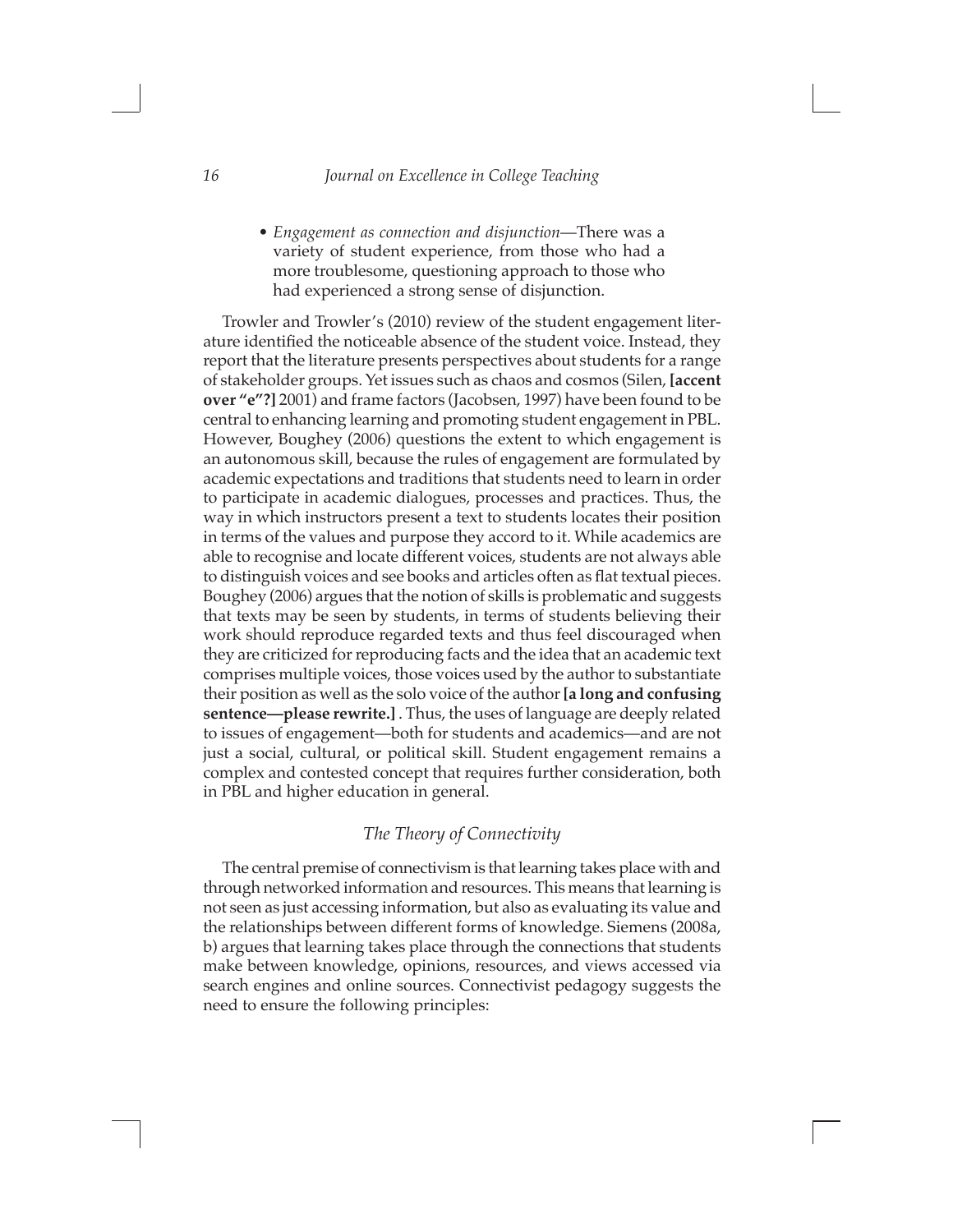- *Engagement as connection and disjunction*—There was a variety of student experience, from those who had a more troublesome, questioning approach to those who had experienced a strong sense of disjunction.

Trowler and Trowler's (2010) review of the student engagement literature identified the noticeable absence of the student voice. Instead, they report that the literature presents perspectives about students for a range of stakeholder groups. Yet issues such as chaos and cosmos (Silen, **[accent over "e"?]** 2001) and frame factors (Jacobsen, 1997) have been found to be central to enhancing learning and promoting student engagement in PBL. However, Boughey (2006) questions the extent to which engagement is an autonomous skill, because the rules of engagement are formulated by academic expectations and traditions that students need to learn in order to participate in academic dialogues, processes and practices. Thus, the way in which instructors present a text to students locates their position in terms of the values and purpose they accord to it. While academics are able to recognise and locate different voices, students are not always able to distinguish voices and see books and articles often as flat textual pieces. Boughey (2006) argues that the notion of skills is problematic and suggests that texts may be seen by students, in terms of students believing their work should reproduce regarded texts and thus feel discouraged when they are criticized for reproducing facts and the idea that an academic text comprises multiple voices, those voices used by the author to substantiate their position as well as the solo voice of the author **[a long and confusing sentence—please rewrite.]** . Thus, the uses of language are deeply related to issues of engagement—both for students and academics—and are not just a social, cultural, or political skill. Student engagement remains a complex and contested concept that requires further consideration, both in PBL and higher education in general.

### *The Theory of Connectivity*

The central premise of connectivism is that learning takes place with and through networked information and resources. This means that learning is not seen as just accessing information, but also as evaluating its value and the relationships between different forms of knowledge. Siemens (2008a, b) argues that learning takes place through the connections that students make between knowledge, opinions, resources, and views accessed via search engines and online sources. Connectivist pedagogy suggests the need to ensure the following principles: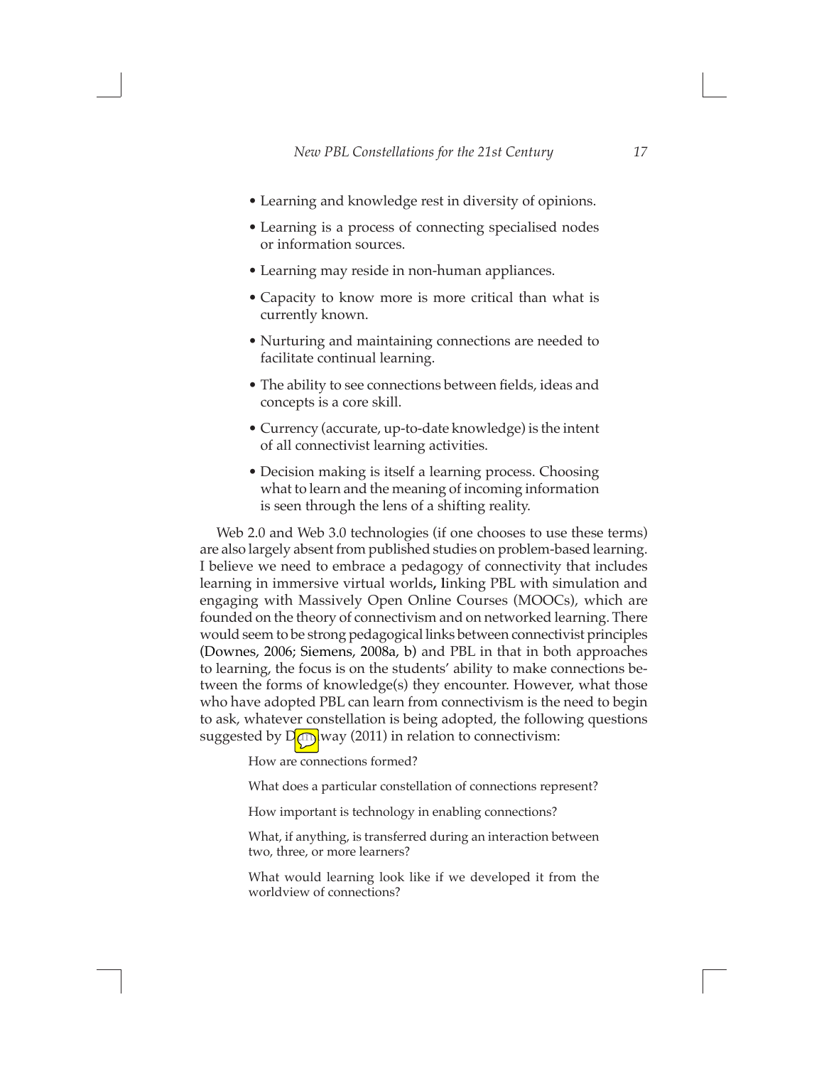- Learning and knowledge rest in diversity of opinions.
- Learning is a process of connecting specialised nodes or information sources.
- Learning may reside in non-human appliances.
- Capacity to know more is more critical than what is currently known.
- Nurturing and maintaining connections are needed to facilitate continual learning.
- The ability to see connections between fields, ideas and concepts is a core skill.
- Currency (accurate, up-to-date knowledge) is the intent of all connectivist learning activities.
- Decision making is itself a learning process. Choosing what to learn and the meaning of incoming information is seen through the lens of a shifting reality.

Web 2.0 and Web 3.0 technologies (if one chooses to use these terms) are also largely absent from published studies on problem-based learning. I believe we need to embrace a pedagogy of connectivity that includes learning in immersive virtual worlds, linking PBL with simulation and engaging with Massively Open Online Courses (MOOCs), which are founded on the theory of connectivism and on networked learning. There would seem to be strong pedagogical links between connectivist principles (Downes, 2006; Siemens, 2008a, b) and PBL in that in both approaches to learning, the focus is on the students' ability to make connections between the forms of knowledge(s) they encounter. However, what those who have adopted PBL can learn from connectivism is the need to begin to ask, whatever constellation is being adopted, the following questions suggested by Dunaway (2011) in relation to connectivism:

> How are connections formed?
>
> What does a particular constellation of connections represent?
>
> How important is technology in enabling connections?
>
> What, if anything, is transferred during an interaction between two, three, or more learners?
>
> What would learning look like if we developed it from the worldview of connections?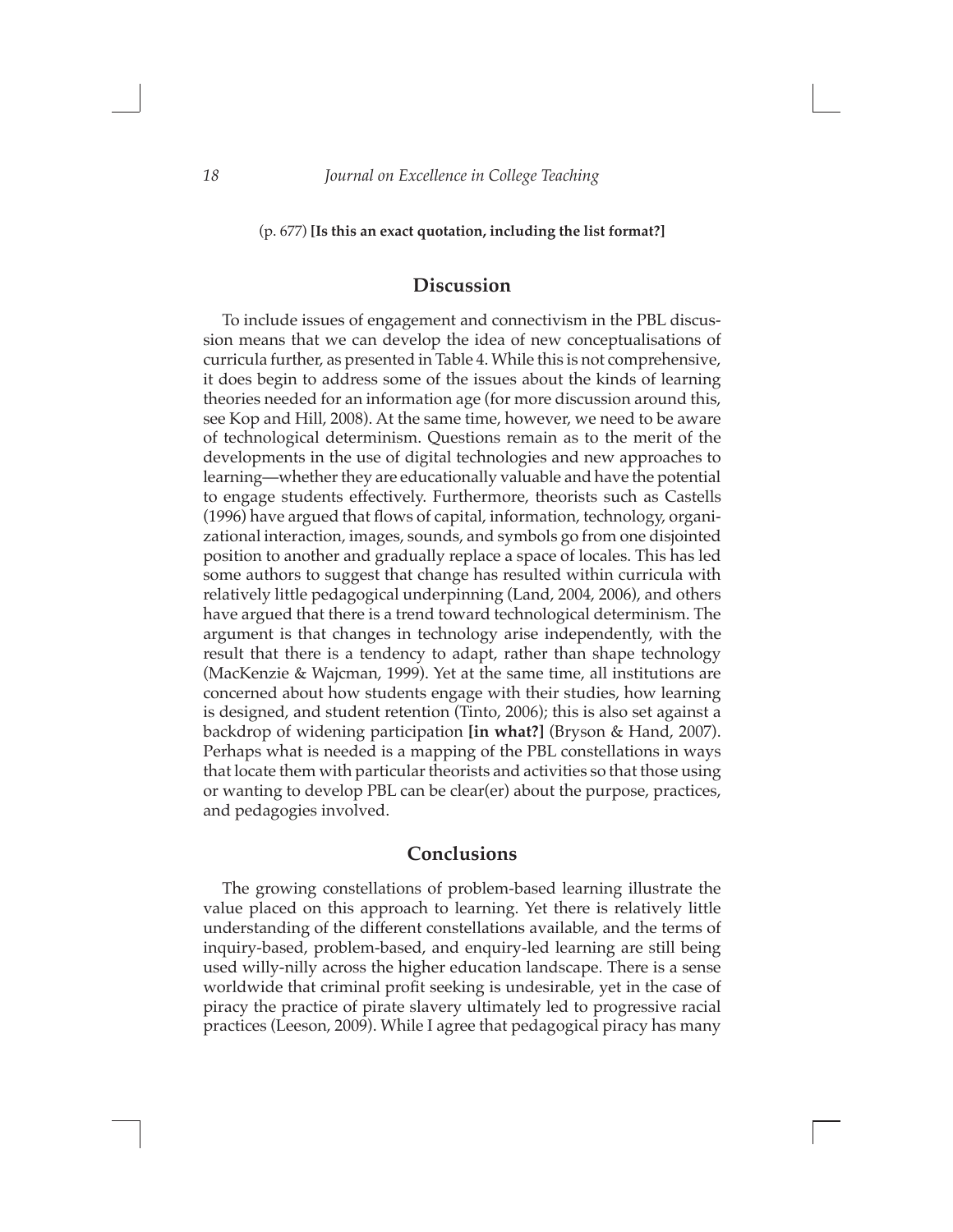(p. 677) **[Is this an exact quotation, including the list format?]**

## Discussion

To include issues of engagement and connectivism in the PBL discussion means that we can develop the idea of new conceptualisations of curricula further, as presented in Table 4. While this is not comprehensive, it does begin to address some of the issues about the kinds of learning theories needed for an information age (for more discussion around this, see Kop and Hill, 2008). At the same time, however, we need to be aware of technological determinism. Questions remain as to the merit of the developments in the use of digital technologies and new approaches to learning—whether they are educationally valuable and have the potential to engage students effectively. Furthermore, theorists such as Castells (1996) have argued that flows of capital, information, technology, organizational interaction, images, sounds, and symbols go from one disjointed position to another and gradually replace a space of locales. This has led some authors to suggest that change has resulted within curricula with relatively little pedagogical underpinning (Land, 2004, 2006), and others have argued that there is a trend toward technological determinism. The argument is that changes in technology arise independently, with the result that there is a tendency to adapt, rather than shape technology (MacKenzie & Wajcman, 1999). Yet at the same time, all institutions are concerned about how students engage with their studies, how learning is designed, and student retention (Tinto, 2006); this is also set against a backdrop of widening participation **[in what?]** (Bryson & Hand, 2007). Perhaps what is needed is a mapping of the PBL constellations in ways that locate them with particular theorists and activities so that those using or wanting to develop PBL can be clear(er) about the purpose, practices, and pedagogies involved.

## Conclusions

The growing constellations of problem-based learning illustrate the value placed on this approach to learning. Yet there is relatively little understanding of the different constellations available, and the terms of inquiry-based, problem-based, and enquiry-led learning are still being used willy-nilly across the higher education landscape. There is a sense worldwide that criminal profit seeking is undesirable, yet in the case of piracy the practice of pirate slavery ultimately led to progressive racial practices (Leeson, 2009). While I agree that pedagogical piracy has many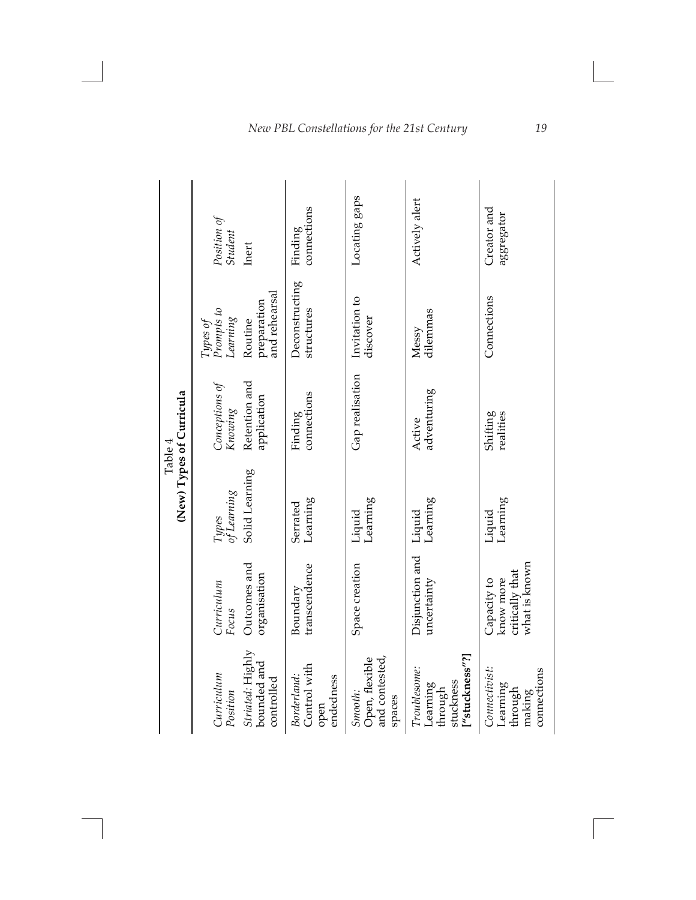Table 4
**(New) Types of Curricula**

| *Curriculum Position* | *Curriculum Focus* | *Types of Learning* | *Conceptions of Knowing* | *Types of Prompts to Learning* | *Position of Student* |
|---|---|---|---|---|---|
| *Striated*: Highly bounded and controlled | Outcomes and organisation | Solid Learning | Retention and application | Routine preparation and rehearsal | Inert |
| *Borderland*: Control with open endedness | Boundary transcendence | Serrated Learning | Finding connections | Deconstructing structures | Finding connections |
| *Smooth*: Open, flexible and contested, spaces | Space creation | Liquid Learning | Gap realisation | Invitation to discover | Locating gaps |
| *Troublesome*: Learning through stuckness **["stuckness"?]** | Disjunction and uncertainty | Liquid Learning | Active adventuring | Messy dilemmas | Actively alert |
| *Connectivist*: Learning through making connections | Capacity to know more critically that what is known | Liquid Learning | Shifting realities | Connections | Creator and aggregator |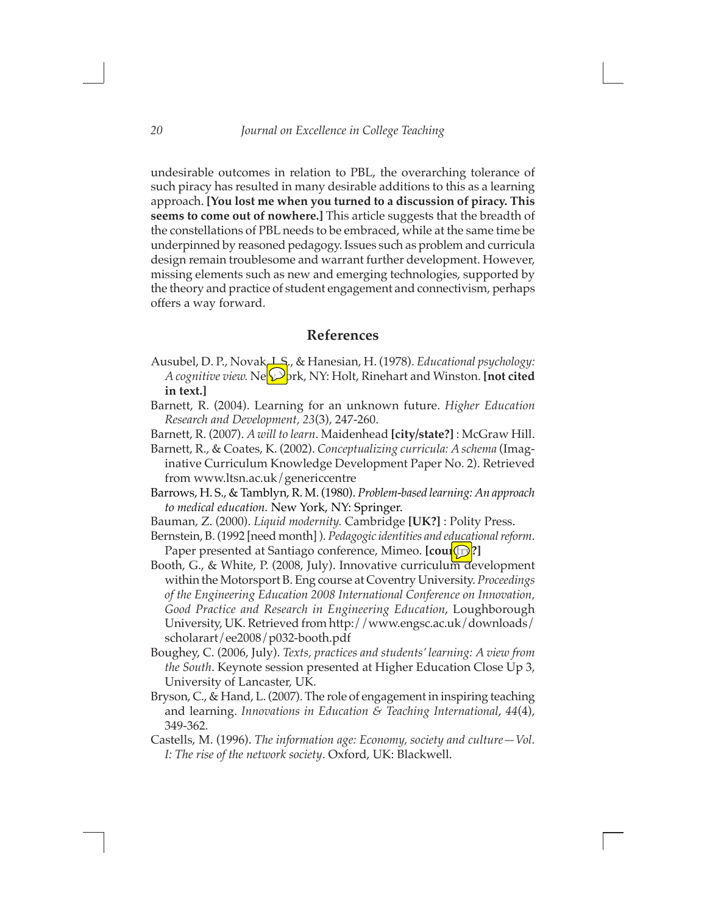undesirable outcomes in relation to PBL, the overarching tolerance of such piracy has resulted in many desirable additions to this as a learning approach. **[You lost me when you turned to a discussion of piracy. This seems to come out of nowhere.]** This article suggests that the breadth of the constellations of PBL needs to be embraced, while at the same time be underpinned by reasoned pedagogy. Issues such as problem and curricula design remain troublesome and warrant further development. However, missing elements such as new and emerging technologies, supported by the theory and practice of student engagement and connectivism, perhaps offers a way forward.

## References

Ausubel, D. P., Novak, J. S., & Hanesian, H. (1978). *Educational psychology: A cognitive view.* New York, NY: Holt, Rinehart and Winston. **[not cited in text.]**

Barnett, R. (2004). Learning for an unknown future. *Higher Education Research and Development, 23*(3), 247-260.

Barnett, R. (2007). *A will to learn*. Maidenhead **[city/state?]** : McGraw Hill.

Barnett, R., & Coates, K. (2002). *Conceptualizing curricula: A schema* (Imaginative Curriculum Knowledge Development Paper No. 2). Retrieved from www.ltsn.ac.uk/genericcentre

Barrows, H. S., & Tamblyn, R. M. (1980). *Problem-based learning: An approach to medical education.* New York, NY: Springer.

Bauman, Z. (2000). *Liquid modernity.* Cambridge **[UK?]** : Polity Press.

Bernstein, B. (1992 [need month] ). *Pedagogic identities and educational reform*. Paper presented at Santiago conference, Mimeo. **[country?]**

Booth, G., & White, P. (2008, July). Innovative curriculum development within the Motorsport B. Eng course at Coventry University. *Proceedings of the Engineering Education 2008 International Conference on Innovation, Good Practice and Research in Engineering Education*, Loughborough University, UK. Retrieved from http://www.engsc.ac.uk/downloads/scholarart/ee2008/p032-booth.pdf

Boughey, C. (2006, July). *Texts, practices and students' learning: A view from the South*. Keynote session presented at Higher Education Close Up 3, University of Lancaster, UK.

Bryson, C., & Hand, L. (2007). The role of engagement in inspiring teaching and learning. *Innovations in Education & Teaching International*, *44*(4), 349-362.

Castells, M. (1996). *The information age: Economy, society and culture—Vol. I: The rise of the network society*. Oxford, UK: Blackwell.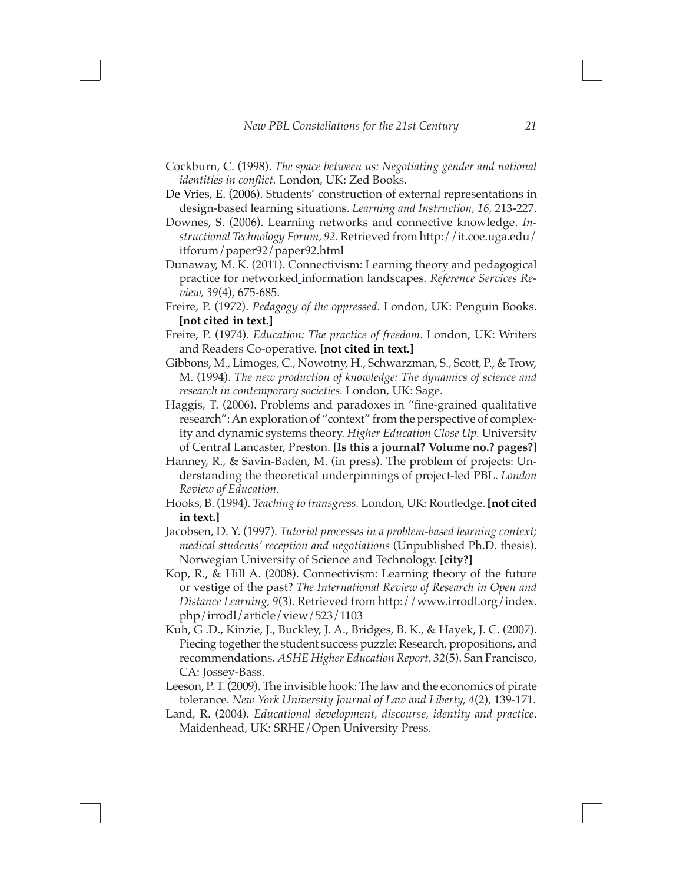Cockburn, C. (1998). *The space between us: Negotiating gender and national identities in conflict.* London, UK: Zed Books.

De Vries, E. (2006). Students' construction of external representations in design-based learning situations. *Learning and Instruction, 16,* 213-227.

Downes, S. (2006). Learning networks and connective knowledge. *Instructional Technology Forum, 92*. Retrieved from http://it.coe.uga.edu/itforum/paper92/paper92.html

Dunaway, M. K. (2011). Connectivism: Learning theory and pedagogical practice for networked information landscapes. *Reference Services Review, 39*(4), 675-685.

Freire, P. (1972). *Pedagogy of the oppressed*. London, UK: Penguin Books. **[not cited in text.]**

Freire, P. (1974). *Education: The practice of freedom*. London, UK: Writers and Readers Co-operative. **[not cited in text.]**

Gibbons, M., Limoges, C., Nowotny, H., Schwarzman, S., Scott, P., & Trow, M. (1994). *The new production of knowledge: The dynamics of science and research in contemporary societies.* London, UK: Sage.

Haggis, T. (2006). Problems and paradoxes in "fine-grained qualitative research": An exploration of "context" from the perspective of complexity and dynamic systems theory. *Higher Education Close Up.* University of Central Lancaster, Preston. **[Is this a journal? Volume no.? pages?]**

Hanney, R., & Savin-Baden, M. (in press). The problem of projects: Understanding the theoretical underpinnings of project-led PBL. *London Review of Education*.

Hooks, B. (1994). *Teaching to transgress.* London, UK: Routledge. **[not cited in text.]**

Jacobsen, D. Y. (1997). *Tutorial processes in a problem-based learning context; medical students' reception and negotiations* (Unpublished Ph.D. thesis). Norwegian University of Science and Technology. **[city?]**

Kop, R., & Hill A. (2008). Connectivism: Learning theory of the future or vestige of the past? *The International Review of Research in Open and Distance Learning, 9*(3). Retrieved from http://www.irrodl.org/index.php/irrodl/article/view/523/1103

Kuh, G .D., Kinzie, J., Buckley, J. A., Bridges, B. K., & Hayek, J. C. (2007). Piecing together the student success puzzle: Research, propositions, and recommendations. *ASHE Higher Education Report, 32*(5). San Francisco, CA: Jossey-Bass.

Leeson, P. T. (2009). The invisible hook: The law and the economics of pirate tolerance. *New York University Journal of Law and Liberty, 4*(2), 139-171.

Land, R. (2004). *Educational development, discourse, identity and practice*. Maidenhead, UK: SRHE/Open University Press.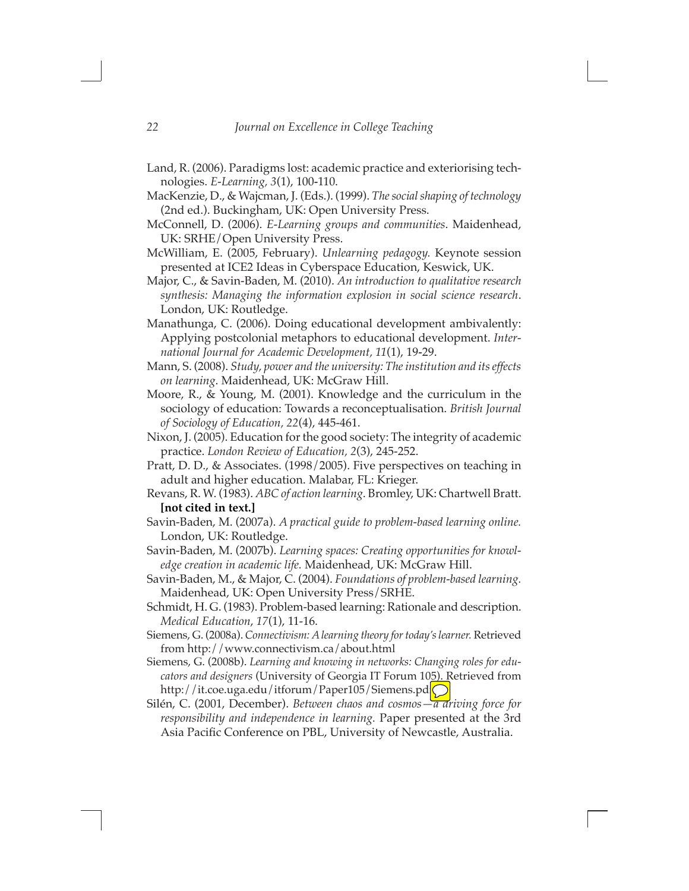Land, R. (2006). Paradigms lost: academic practice and exteriorising technologies. *E-Learning, 3*(1), 100-110.

MacKenzie, D., & Wajcman, J. (Eds.). (1999). *The social shaping of technology* (2nd ed.). Buckingham, UK: Open University Press.

McConnell, D. (2006). *E-Learning groups and communities*. Maidenhead, UK: SRHE/Open University Press.

McWilliam, E. (2005, February). *Unlearning pedagogy.* Keynote session presented at ICE2 Ideas in Cyberspace Education, Keswick, UK.

Major, C., & Savin-Baden, M. (2010). *An introduction to qualitative research synthesis: Managing the information explosion in social science research*. London, UK: Routledge.

Manathunga, C. (2006). Doing educational development ambivalently: Applying postcolonial metaphors to educational development. *International Journal for Academic Development, 11*(1), 19-29.

Mann, S. (2008). *Study, power and the university: The institution and its effects on learning.* Maidenhead, UK: McGraw Hill.

Moore, R., & Young, M. (2001). Knowledge and the curriculum in the sociology of education: Towards a reconceptualisation. *British Journal of Sociology of Education, 22*(4), 445-461.

Nixon, J. (2005). Education for the good society: The integrity of academic practice. *London Review of Education, 2*(3), 245-252.

Pratt, D. D., & Associates. (1998/2005). Five perspectives on teaching in adult and higher education. Malabar, FL: Krieger.

Revans, R. W. (1983). *ABC of action learning.* Bromley, UK: Chartwell Bratt. **[not cited in text.]**

Savin-Baden, M. (2007a). *A practical guide to problem-based learning online.* London, UK: Routledge.

Savin-Baden, M. (2007b). *Learning spaces: Creating opportunities for knowledge creation in academic life.* Maidenhead, UK: McGraw Hill.

Savin-Baden, M., & Major, C. (2004). *Foundations of problem-based learning.* Maidenhead, UK: Open University Press/SRHE.

Schmidt, H. G. (1983). Problem-based learning: Rationale and description. *Medical Education*, *17*(1), 11-16.

Siemens, G. (2008a). *Connectivism: A learning theory for today's learner.* Retrieved from http://www.connectivism.ca/about.html

Siemens, G. (2008b). *Learning and knowing in networks: Changing roles for educators and designers* (University of Georgia IT Forum 105). Retrieved from http://it.coe.uga.edu/itforum/Paper105/Siemens.pdf

Silén, C. (2001, December). *Between chaos and cosmos—a driving force for responsibility and independence in learning.* Paper presented at the 3rd Asia Pacific Conference on PBL, University of Newcastle, Australia.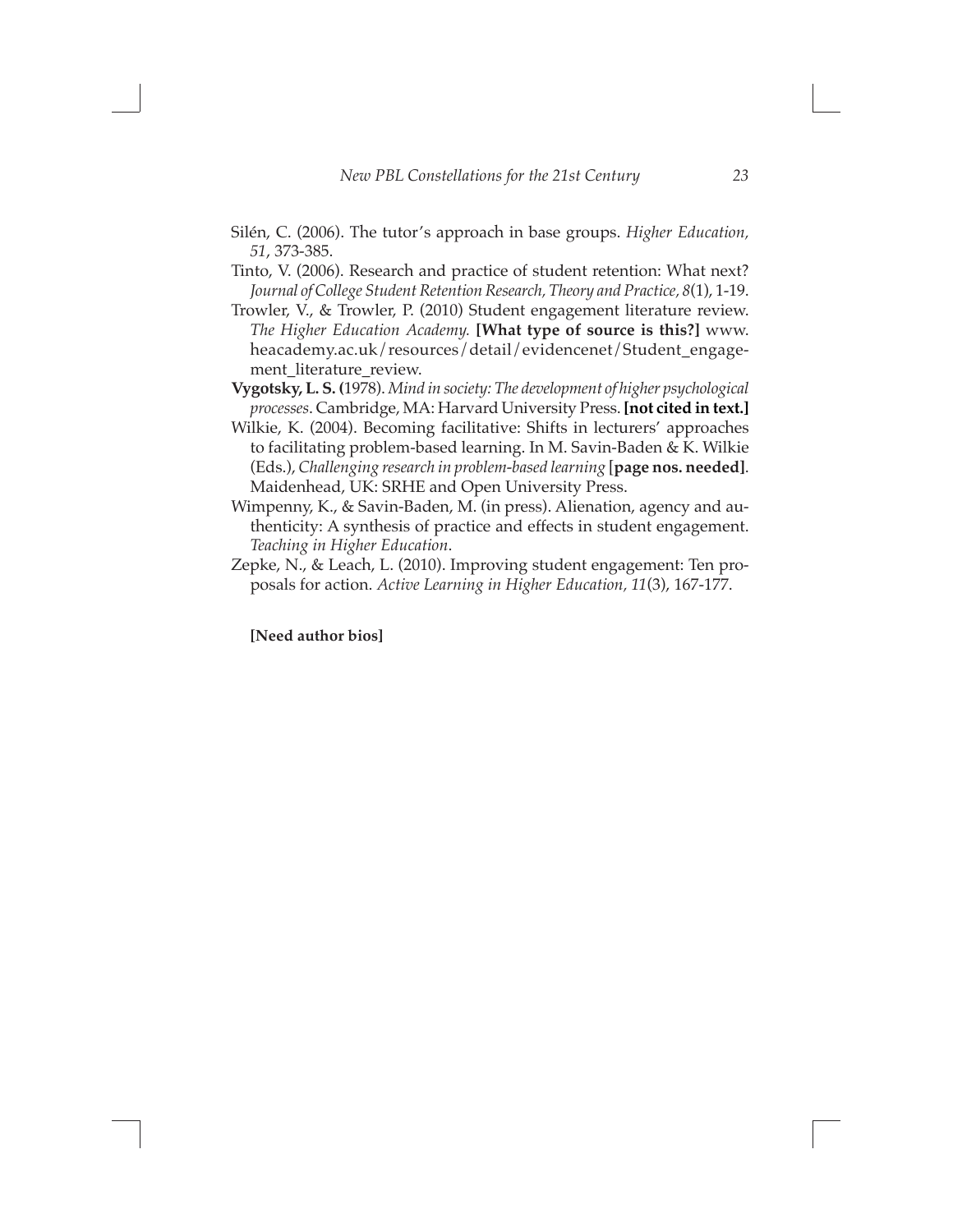Silén, C. (2006). The tutor's approach in base groups. *Higher Education, 51*, 373-385.

Tinto, V. (2006). Research and practice of student retention: What next? *Journal of College Student Retention Research, Theory and Practice, 8*(1), 1-19.

Trowler, V., & Trowler, P. (2010) Student engagement literature review. *The Higher Education Academy.* **[What type of source is this?]** www.heacademy.ac.uk/resources/detail/evidencenet/Student_engagement_literature_review.

**Vygotsky, L. S. (**1978). *Mind in society: The development of higher psychological processes*. Cambridge, MA: Harvard University Press. **[not cited in text.]**

Wilkie, K. (2004). Becoming facilitative: Shifts in lecturers' approaches to facilitating problem-based learning. In M. Savin-Baden & K. Wilkie (Eds.), *Challenging research in problem-based learning* [**page nos. needed]**. Maidenhead, UK: SRHE and Open University Press.

Wimpenny, K., & Savin-Baden, M. (in press). Alienation, agency and authenticity: A synthesis of practice and effects in student engagement. *Teaching in Higher Education*.

Zepke, N., & Leach, L. (2010). Improving student engagement: Ten proposals for action. *Active Learning in Higher Education, 11*(3), 167-177.

**[Need author bios]**